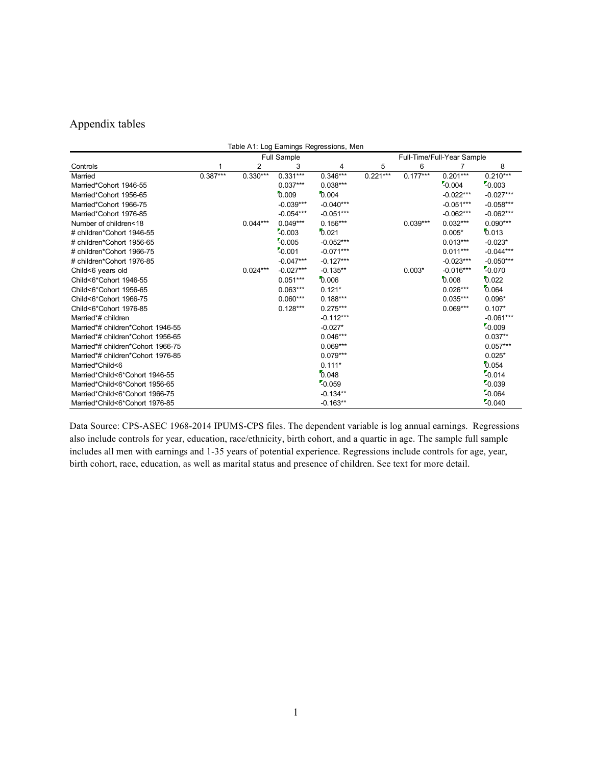## Appendix tables

Table A1: Log Earnings Regressions, Men

| | Full Sample | | | | Full-Time/Full-Year Sample | | | |
|---|---|---|---|---|---|---|---|---|
| Controls | 1 | 2 | 3 | 4 | 5 | 6 | 7 | 8 |
| Married | 0.387*** | 0.330*** | 0.331*** | 0.346*** | 0.221*** | 0.177*** | 0.201*** | 0.210*** |
| Married*Cohort 1946-55 | | | 0.037*** | 0.038*** | | | -0.004 | -0.003 |
| Married*Cohort 1956-65 | | | 0.009 | 0.004 | | | -0.022*** | -0.027*** |
| Married*Cohort 1966-75 | | | -0.039*** | -0.040*** | | | -0.051*** | -0.058*** |
| Married*Cohort 1976-85 | | | -0.054*** | -0.051*** | | | -0.062*** | -0.062*** |
| Number of children<18 | | 0.044*** | 0.049*** | 0.156*** | | 0.039*** | 0.032*** | 0.090*** |
| # children*Cohort 1946-55 | | | -0.003 | 0.021 | | | 0.005* | 0.013 |
| # children*Cohort 1956-65 | | | -0.005 | -0.052*** | | | 0.013*** | -0.023* |
| # children*Cohort 1966-75 | | | -0.001 | -0.071*** | | | 0.011*** | -0.044*** |
| # children*Cohort 1976-85 | | | -0.047*** | -0.127*** | | | -0.023*** | -0.050*** |
| Child<6 years old | | 0.024*** | -0.027*** | -0.135** | | 0.003* | -0.016*** | -0.070 |
| Child<6*Cohort 1946-55 | | | 0.051*** | 0.006 | | | 0.008 | 0.022 |
| Child<6*Cohort 1956-65 | | | 0.063*** | 0.121* | | | 0.026*** | 0.064 |
| Child<6*Cohort 1966-75 | | | 0.060*** | 0.188*** | | | 0.035*** | 0.096* |
| Child<6*Cohort 1976-85 | | | 0.128*** | 0.275*** | | | 0.069*** | 0.107* |
| Married*# children | | | | -0.112*** | | | | -0.061*** |
| Married*# children*Cohort 1946-55 | | | | -0.027* | | | | -0.009 |
| Married*# children*Cohort 1956-65 | | | | 0.046*** | | | | 0.037** |
| Married*# children*Cohort 1966-75 | | | | 0.069*** | | | | 0.057*** |
| Married*# children*Cohort 1976-85 | | | | 0.079*** | | | | 0.025* |
| Married*Child<6 | | | | 0.111* | | | | 0.054 |
| Married*Child<6*Cohort 1946-55 | | | | 0.048 | | | | -0.014 |
| Married*Child<6*Cohort 1956-65 | | | | -0.059 | | | | -0.039 |
| Married*Child<6*Cohort 1966-75 | | | | -0.134** | | | | -0.064 |
| Married*Child<6*Cohort 1976-85 | | | | -0.163** | | | | -0.040 |

Data Source: CPS-ASEC 1968-2014 IPUMS-CPS files. The dependent variable is log annual earnings. Regressions also include controls for year, education, race/ethnicity, birth cohort, and a quartic in age. The sample full sample includes all men with earnings and 1-35 years of potential experience. Regressions include controls for age, year, birth cohort, race, education, as well as marital status and presence of children. See text for more detail.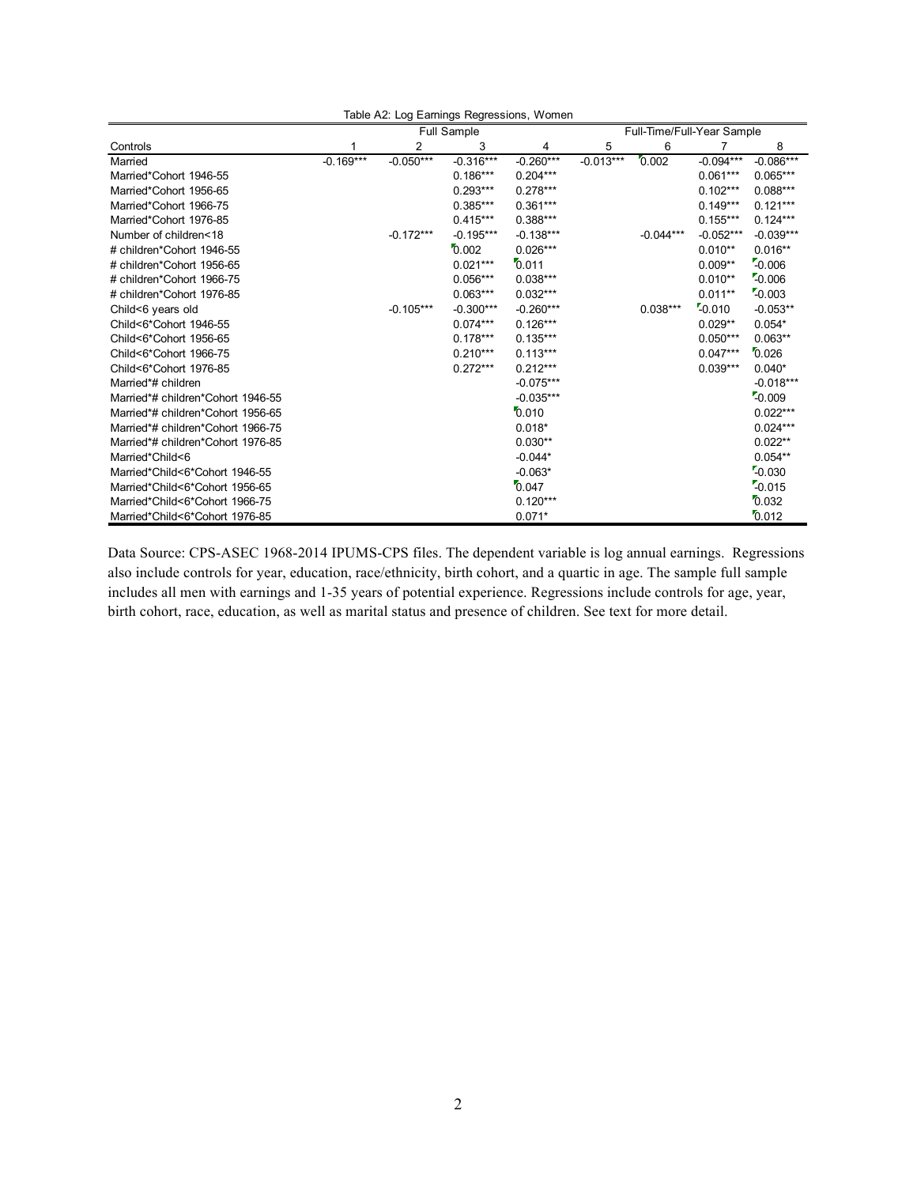Table A2: Log Earnings Regressions, Women

| Controls | 1 | 2 | 3 | 4 | 5 | 6 | 7 | 8 |
|---|---|---|---|---|---|---|---|---|
| | Full Sample | | | | Full-Time/Full-Year Sample | | | |
| Married | -0.169*** | -0.050*** | -0.316*** | -0.260*** | -0.013*** | 0.002 | -0.094*** | -0.086*** |
| Married*Cohort 1946-55 | | | 0.186*** | 0.204*** | | | 0.061*** | 0.065*** |
| Married*Cohort 1956-65 | | | 0.293*** | 0.278*** | | | 0.102*** | 0.088*** |
| Married*Cohort 1966-75 | | | 0.385*** | 0.361*** | | | 0.149*** | 0.121*** |
| Married*Cohort 1976-85 | | | 0.415*** | 0.388*** | | | 0.155*** | 0.124*** |
| Number of children<18 | | -0.172*** | -0.195*** | -0.138*** | | -0.044*** | -0.052*** | -0.039*** |
| # children*Cohort 1946-55 | | | 0.002 | 0.026*** | | | 0.010** | 0.016** |
| # children*Cohort 1956-65 | | | 0.021*** | 0.011 | | | 0.009** | -0.006 |
| # children*Cohort 1966-75 | | | 0.056*** | 0.038*** | | | 0.010** | -0.006 |
| # children*Cohort 1976-85 | | | 0.063*** | 0.032*** | | | 0.011** | -0.003 |
| Child<6 years old | | -0.105*** | -0.300*** | -0.260*** | | 0.038*** | -0.010 | -0.053** |
| Child<6*Cohort 1946-55 | | | 0.074*** | 0.126*** | | | 0.029** | 0.054* |
| Child<6*Cohort 1956-65 | | | 0.178*** | 0.135*** | | | 0.050*** | 0.063** |
| Child<6*Cohort 1966-75 | | | 0.210*** | 0.113*** | | | 0.047*** | 0.026 |
| Child<6*Cohort 1976-85 | | | 0.272*** | 0.212*** | | | 0.039*** | 0.040* |
| Married*# children | | | | -0.075*** | | | | -0.018*** |
| Married*# children*Cohort 1946-55 | | | | -0.035*** | | | | -0.009 |
| Married*# children*Cohort 1956-65 | | | | 0.010 | | | | 0.022*** |
| Married*# children*Cohort 1966-75 | | | | 0.018* | | | | 0.024*** |
| Married*# children*Cohort 1976-85 | | | | 0.030** | | | | 0.022** |
| Married*Child<6 | | | | -0.044* | | | | 0.054** |
| Married*Child<6*Cohort 1946-55 | | | | -0.063* | | | | -0.030 |
| Married*Child<6*Cohort 1956-65 | | | | 0.047 | | | | -0.015 |
| Married*Child<6*Cohort 1966-75 | | | | 0.120*** | | | | 0.032 |
| Married*Child<6*Cohort 1976-85 | | | | 0.071* | | | | 0.012 |

Data Source: CPS-ASEC 1968-2014 IPUMS-CPS files. The dependent variable is log annual earnings. Regressions also include controls for year, education, race/ethnicity, birth cohort, and a quartic in age. The sample full sample includes all men with earnings and 1-35 years of potential experience. Regressions include controls for age, year, birth cohort, race, education, as well as marital status and presence of children. See text for more detail.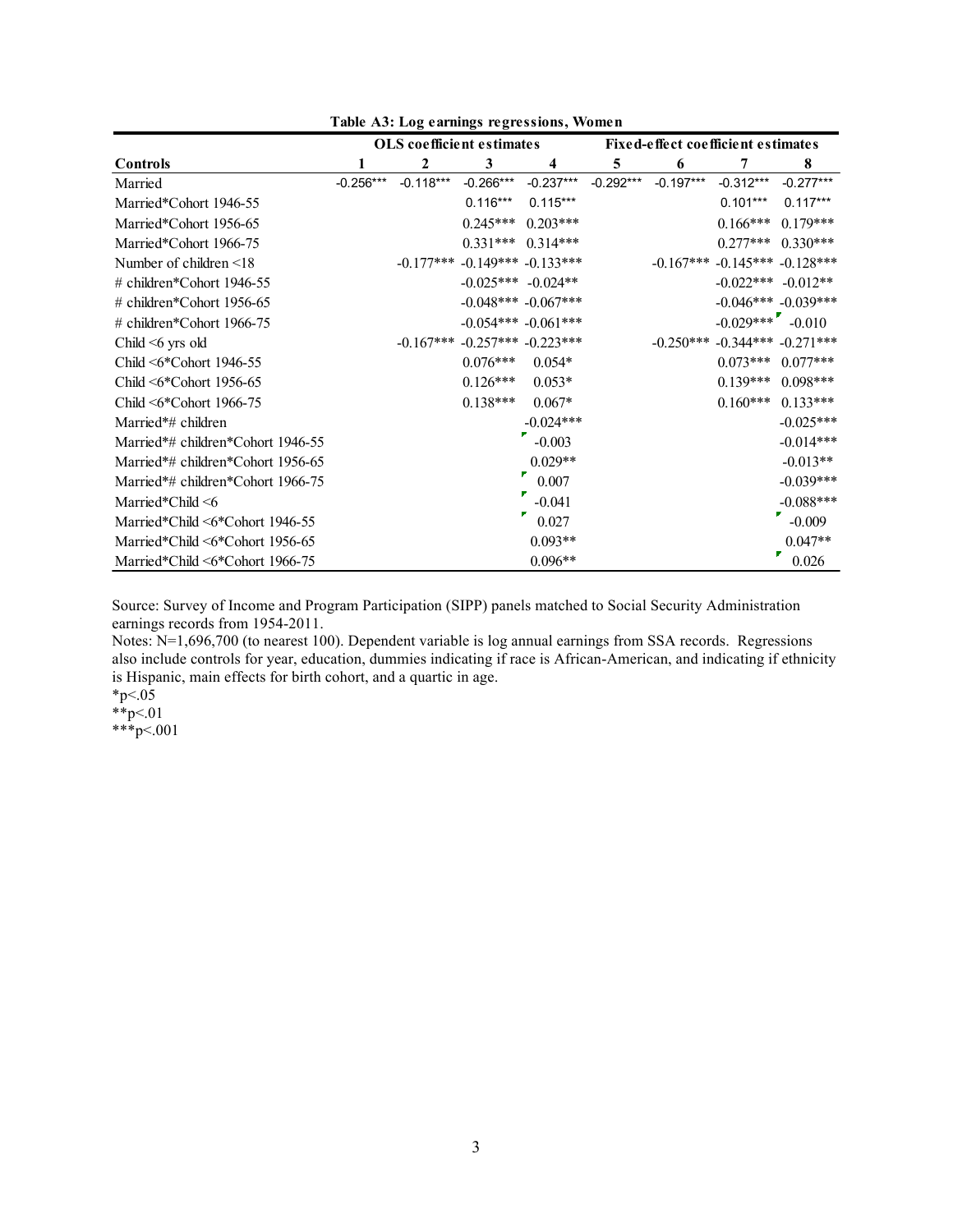**Table A3: Log earnings regressions, Women**

| | OLS coefficient estimates | | | | Fixed-effect coefficient estimates | | | |
|---|---|---|---|---|---|---|---|---|
| **Controls** | **1** | **2** | **3** | **4** | **5** | **6** | **7** | **8** |
| Married | -0.256*** | -0.118*** | -0.266*** | -0.237*** | -0.292*** | -0.197*** | -0.312*** | -0.277*** |
| Married*Cohort 1946-55 | | | 0.116*** | 0.115*** | | | 0.101*** | 0.117*** |
| Married*Cohort 1956-65 | | | 0.245*** | 0.203*** | | | 0.166*** | 0.179*** |
| Married*Cohort 1966-75 | | | 0.331*** | 0.314*** | | | 0.277*** | 0.330*** |
| Number of children <18 | | -0.177*** | -0.149*** | -0.133*** | | -0.167*** | -0.145*** | -0.128*** |
| # children*Cohort 1946-55 | | | -0.025*** | -0.024** | | | -0.022*** | -0.012** |
| # children*Cohort 1956-65 | | | -0.048*** | -0.067*** | | | -0.046*** | -0.039*** |
| # children*Cohort 1966-75 | | | -0.054*** | -0.061*** | | | -0.029*** | -0.010 |
| Child <6 yrs old | | -0.167*** | -0.257*** | -0.223*** | | -0.250*** | -0.344*** | -0.271*** |
| Child <6*Cohort 1946-55 | | | 0.076*** | 0.054* | | | 0.073*** | 0.077*** |
| Child <6*Cohort 1956-65 | | | 0.126*** | 0.053* | | | 0.139*** | 0.098*** |
| Child <6*Cohort 1966-75 | | | 0.138*** | 0.067* | | | 0.160*** | 0.133*** |
| Married*# children | | | | -0.024*** | | | | -0.025*** |
| Married*# children*Cohort 1946-55 | | | | -0.003 | | | | -0.014*** |
| Married*# children*Cohort 1956-65 | | | | 0.029** | | | | -0.013** |
| Married*# children*Cohort 1966-75 | | | | 0.007 | | | | -0.039*** |
| Married*Child <6 | | | | -0.041 | | | | -0.088*** |
| Married*Child <6*Cohort 1946-55 | | | | 0.027 | | | | -0.009 |
| Married*Child <6*Cohort 1956-65 | | | | 0.093** | | | | 0.047** |
| Married*Child <6*Cohort 1966-75 | | | | 0.096** | | | | 0.026 |

Source: Survey of Income and Program Participation (SIPP) panels matched to Social Security Administration earnings records from 1954-2011.

Notes: N=1,696,700 (to nearest 100). Dependent variable is log annual earnings from SSA records. Regressions also include controls for year, education, dummies indicating if race is African-American, and indicating if ethnicity is Hispanic, main effects for birth cohort, and a quartic in age.

*p<.05

**p<.01

***p<.001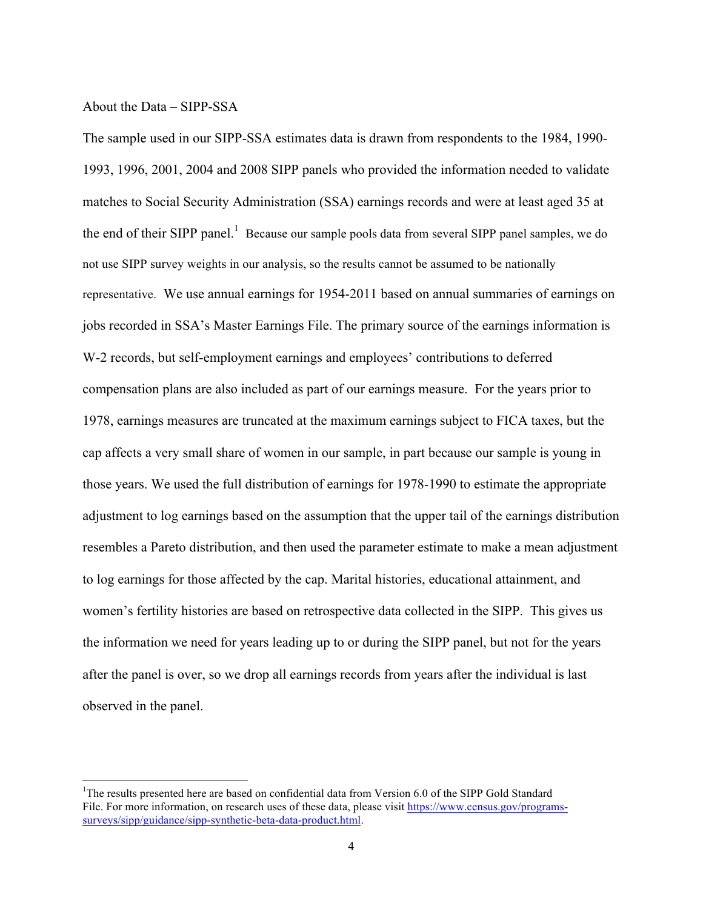About the Data – SIPP-SSA

The sample used in our SIPP-SSA estimates data is drawn from respondents to the 1984, 1990-1993, 1996, 2001, 2004 and 2008 SIPP panels who provided the information needed to validate matches to Social Security Administration (SSA) earnings records and were at least aged 35 at the end of their SIPP panel.[1] Because our sample pools data from several SIPP panel samples, we do not use SIPP survey weights in our analysis, so the results cannot be assumed to be nationally representative. We use annual earnings for 1954-2011 based on annual summaries of earnings on jobs recorded in SSA's Master Earnings File. The primary source of the earnings information is W-2 records, but self-employment earnings and employees' contributions to deferred compensation plans are also included as part of our earnings measure. For the years prior to 1978, earnings measures are truncated at the maximum earnings subject to FICA taxes, but the cap affects a very small share of women in our sample, in part because our sample is young in those years. We used the full distribution of earnings for 1978-1990 to estimate the appropriate adjustment to log earnings based on the assumption that the upper tail of the earnings distribution resembles a Pareto distribution, and then used the parameter estimate to make a mean adjustment to log earnings for those affected by the cap. Marital histories, educational attainment, and women's fertility histories are based on retrospective data collected in the SIPP. This gives us the information we need for years leading up to or during the SIPP panel, but not for the years after the panel is over, so we drop all earnings records from years after the individual is last observed in the panel.

---

[1] The results presented here are based on confidential data from Version 6.0 of the SIPP Gold Standard File. For more information, on research uses of these data, please visit https://www.census.gov/programs-surveys/sipp/guidance/sipp-synthetic-beta-data-product.html.